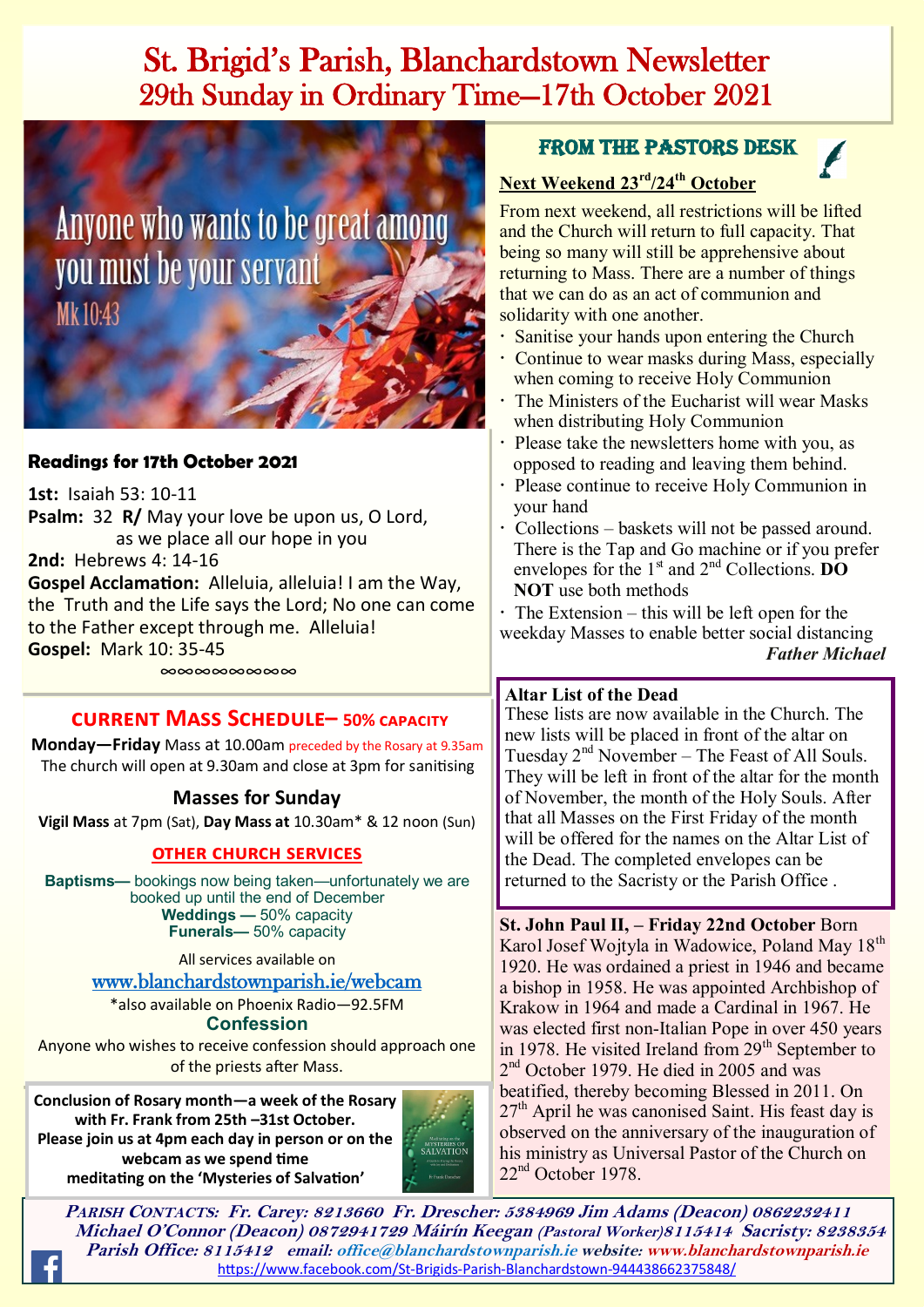# St. Brigid's Parish, Blanchardstown Newsletter
## 29th Sunday in Ordinary Time—17th October 2021

Anyone who wants to be great among you must be your servant
Mk 10:43

### Readings for 17th October 2021

**1st:** Isaiah 53: 10-11
**Psalm:** 32 **R/** May your love be upon us, O Lord, as we place all our hope in you
**2nd:** Hebrews 4: 14-16
**Gospel Acclamation:** Alleluia, alleluia! I am the Way, the Truth and the Life says the Lord; No one can come to the Father except through me. Alleluia!
**Gospel:** Mark 10: 35-45

∞∞∞∞∞∞∞∞∞

### CURRENT MASS SCHEDULE– 50% CAPACITY

**Monday—Friday** Mass at 10.00am preceded by the Rosary at 9.35am
The church will open at 9.30am and close at 3pm for sanitising

### Masses for Sunday

**Vigil Mass** at 7pm (Sat), **Day Mass at** 10.30am* & 12 noon (Sun)

### OTHER CHURCH SERVICES

**Baptisms—** bookings now being taken—unfortunately we are booked up until the end of December
**Weddings —** 50% capacity
**Funerals—** 50% capacity

All services available on
www.blanchardstownparish.ie/webcam
*also available on Phoenix Radio—92.5FM

### Confession

Anyone who wishes to receive confession should approach one of the priests after Mass.

**Conclusion of Rosary month—a week of the Rosary with Fr. Frank from 25th –31st October. Please join us at 4pm each day in person or on the webcam as we spend time meditating on the 'Mysteries of Salvation'**

## FROM THE PASTORS DESK

### Next Weekend 23rd/24th October

From next weekend, all restrictions will be lifted and the Church will return to full capacity. That being so many will still be apprehensive about returning to Mass. There are a number of things that we can do as an act of communion and solidarity with one another.

- Sanitise your hands upon entering the Church
- Continue to wear masks during Mass, especially when coming to receive Holy Communion
- The Ministers of the Eucharist will wear Masks when distributing Holy Communion
- Please take the newsletters home with you, as opposed to reading and leaving them behind.
- Please continue to receive Holy Communion in your hand
- Collections – baskets will not be passed around. There is the Tap and Go machine or if you prefer envelopes for the 1st and 2nd Collections. **DO NOT** use both methods
- The Extension – this will be left open for the weekday Masses to enable better social distancing

*Father Michael*

**Altar List of the Dead**
These lists are now available in the Church. The new lists will be placed in front of the altar on Tuesday 2nd November – The Feast of All Souls. They will be left in front of the altar for the month of November, the month of the Holy Souls. After that all Masses on the First Friday of the month will be offered for the names on the Altar List of the Dead. The completed envelopes can be returned to the Sacristy or the Parish Office .

**St. John Paul II, – Friday 22nd October** Born Karol Josef Wojtyla in Wadowice, Poland May 18th 1920. He was ordained a priest in 1946 and became a bishop in 1958. He was appointed Archbishop of Krakow in 1964 and made a Cardinal in 1967. He was elected first non-Italian Pope in over 450 years in 1978. He visited Ireland from 29th September to 2nd October 1979. He died in 2005 and was beatified, thereby becoming Blessed in 2011. On 27th April he was canonised Saint. His feast day is observed on the anniversary of the inauguration of his ministry as Universal Pastor of the Church on 22nd October 1978.

*Parish Contacts: Fr. Carey: 8213660 Fr. Drescher: 5384969 Jim Adams (Deacon) 0862232411 Michael O'Connor (Deacon) 0872941729 Máirín Keegan (Pastoral Worker)8115414 Sacristy: 8238354 Parish Office: 8115412 email: office@blanchardstownparish.ie website: www.blanchardstownparish.ie*
https://www.facebook.com/St-Brigids-Parish-Blanchardstown-944438662375848/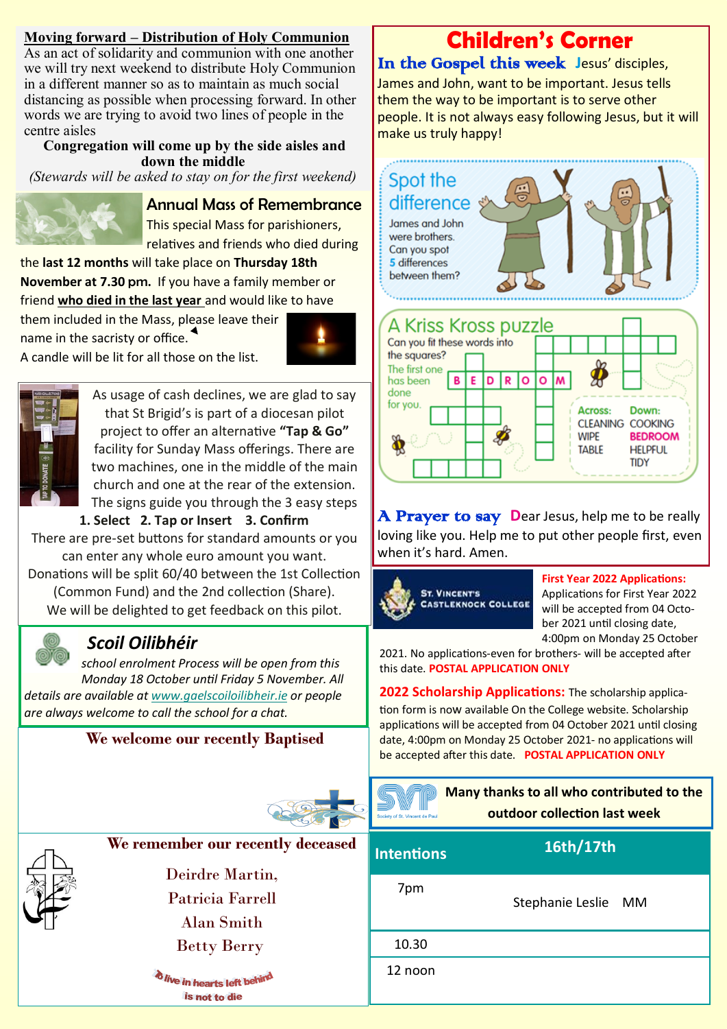## Moving forward – Distribution of Holy Communion

As an act of solidarity and communion with one another we will try next weekend to distribute Holy Communion in a different manner so as to maintain as much social distancing as possible when processing forward. In other words we are trying to avoid two lines of people in the centre aisles

**Congregation will come up by the side aisles and down the middle**

*(Stewards will be asked to stay on for the first weekend)*

## Annual Mass of Remembrance

This special Mass for parishioners, relatives and friends who died during the **last 12 months** will take place on **Thursday 18th November at 7.30 pm.** If you have a family member or friend **who died in the last year** and would like to have them included in the Mass, please leave their name in the sacristy or office.

A candle will be lit for all those on the list.

As usage of cash declines, we are glad to say that St Brigid's is part of a diocesan pilot project to offer an alternative **"Tap & Go"** facility for Sunday Mass offerings. There are two machines, one in the middle of the main church and one at the rear of the extension. The signs guide you through the 3 easy steps

**1. Select 2. Tap or Insert 3. Confirm**

There are pre-set buttons for standard amounts or you can enter any whole euro amount you want. Donations will be split 60/40 between the 1st Collection (Common Fund) and the 2nd collection (Share). We will be delighted to get feedback on this pilot.

## *Scoil Oilibhéir*

*school enrolment Process will be open from this Monday 18 October until Friday 5 November. All details are available at www.gaelscoiloilibheir.ie or people are always welcome to call the school for a chat.*

### We welcome our recently Baptised

### We remember our recently deceased

Deirdre Martin,
Patricia Farrell
Alan Smith
Betty Berry

To live in hearts left behind is not to die

# Children's Corner

**In the Gospel this week** Jesus' disciples, James and John, want to be important. Jesus tells them the way to be important is to serve other people. It is not always easy following Jesus, but it will make us truly happy!

**Spot the difference**

James and John were brothers. Can you spot 5 differences between them?

**A Kriss Kross puzzle**

Can you fit these words into the squares? The first one has been done for you.

BEDROOM

Across: CLEANING, WIPE, TABLE

Down: COOKING, BEDROOM, HELPFUL, TIDY

**A Prayer to say** Dear Jesus, help me to be really loving like you. Help me to put other people first, even when it's hard. Amen.

ST. VINCENT'S CASTLEKNOCK COLLEGE

**First Year 2022 Applications:** Applications for First Year 2022 will be accepted from 04 October 2021 until closing date, 4:00pm on Monday 25 October 2021. No applications-even for brothers- will be accepted after this date. **POSTAL APPLICATION ONLY**

**2022 Scholarship Applications:** The scholarship application form is now available On the College website. Scholarship applications will be accepted from 04 October 2021 until closing date, 4:00pm on Monday 25 October 2021- no applications will be accepted after this date. **POSTAL APPLICATION ONLY**

Society of St. Vincent de Paul

**Many thanks to all who contributed to the outdoor collection last week**

| Intentions | 16th/17th |
|---|---|
| 7pm | Stephanie Leslie MM |
| 10.30 | |
| 12 noon | |